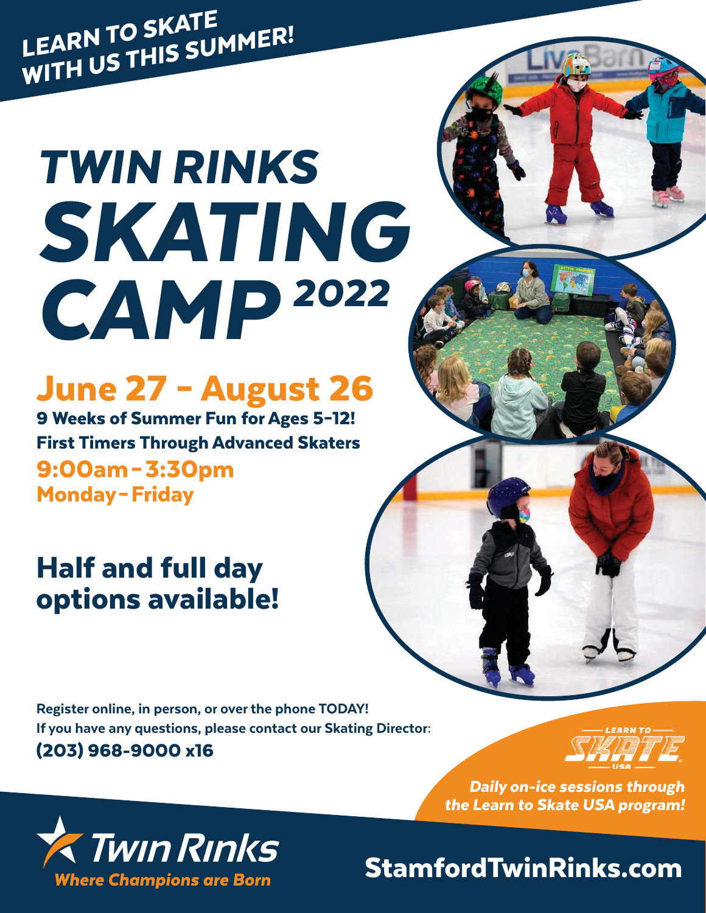**LEARN TO SKATE WITH US THIS SUMMER!**

# TWIN RINKS SKATING CAMP 2022

## June 27 - August 26

**9 Weeks of Summer Fun for Ages 5-12!**

**First Timers Through Advanced Skaters**

**9:00am - 3:30pm**

**Monday - Friday**

## Half and full day options available!

**Register online, in person, or over the phone TODAY!**

**If you have any questions, please contact our Skating Director:**

**(203) 968-9000 x16**

LEARN TO SKATE USA

*Daily on-ice sessions through the Learn to Skate USA program!*

Twin Rinks

*Where Champions are Born*

**StamfordTwinRinks.com**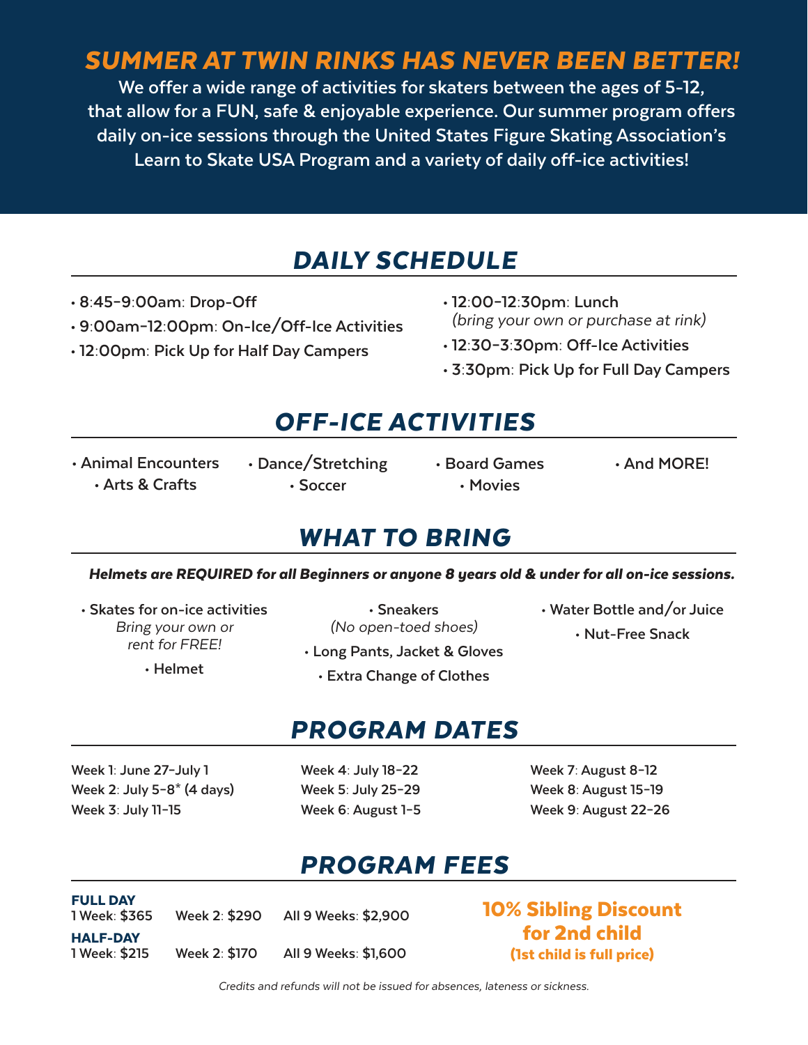# SUMMER AT TWIN RINKS HAS NEVER BEEN BETTER!

We offer a wide range of activities for skaters between the ages of 5-12, that allow for a FUN, safe & enjoyable experience. Our summer program offers daily on-ice sessions through the United States Figure Skating Association's Learn to Skate USA Program and a variety of daily off-ice activities!

## DAILY SCHEDULE

- 8:45–9:00am: Drop-Off
- 9:00am–12:00pm: On-Ice/Off-Ice Activities
- 12:00pm: Pick Up for Half Day Campers
- 12:00–12:30pm: Lunch
  *(bring your own or purchase at rink)*
- 12:30–3:30pm: Off-Ice Activities
- 3:30pm: Pick Up for Full Day Campers

## OFF-ICE ACTIVITIES

- Animal Encounters
- Arts & Crafts
- Dance/Stretching
- Soccer
- Board Games
- Movies
- And MORE!

## WHAT TO BRING

***Helmets are REQUIRED for all Beginners or anyone 8 years old & under for all on-ice sessions.***

- Skates for on-ice activities
  *Bring your own or rent for FREE!*
- Helmet
- Sneakers
  *(No open-toed shoes)*
- Long Pants, Jacket & Gloves
- Extra Change of Clothes
- Water Bottle and/or Juice
- Nut-Free Snack

## PROGRAM DATES

Week 1: June 27–July 1
Week 2: July 5–8* (4 days)
Week 3: July 11–15
Week 4: July 18–22
Week 5: July 25–29
Week 6: August 1–5
Week 7: August 8–12
Week 8: August 15–19
Week 9: August 22–26

## PROGRAM FEES

**FULL DAY**
1 Week: $365 | Week 2: $290 | All 9 Weeks: $2,900

**HALF-DAY**
1 Week: $215 | Week 2: $170 | All 9 Weeks: $1,600

**10% Sibling Discount for 2nd child**
**(1st child is full price)**

*Credits and refunds will not be issued for absences, lateness or sickness.*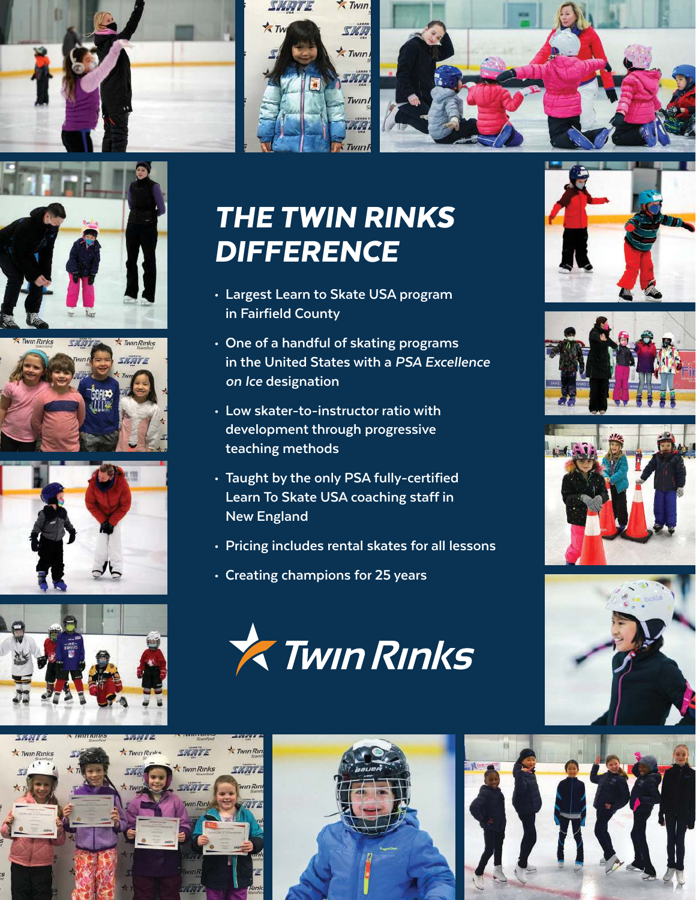# THE TWIN RINKS DIFFERENCE

- Largest Learn to Skate USA program in Fairfield County
- One of a handful of skating programs in the United States with a *PSA Excellence on Ice* designation
- Low skater-to-instructor ratio with development through progressive teaching methods
- Taught by the only PSA fully-certified Learn To Skate USA coaching staff in New England
- Pricing includes rental skates for all lessons
- Creating champions for 25 years

Twin Rinks